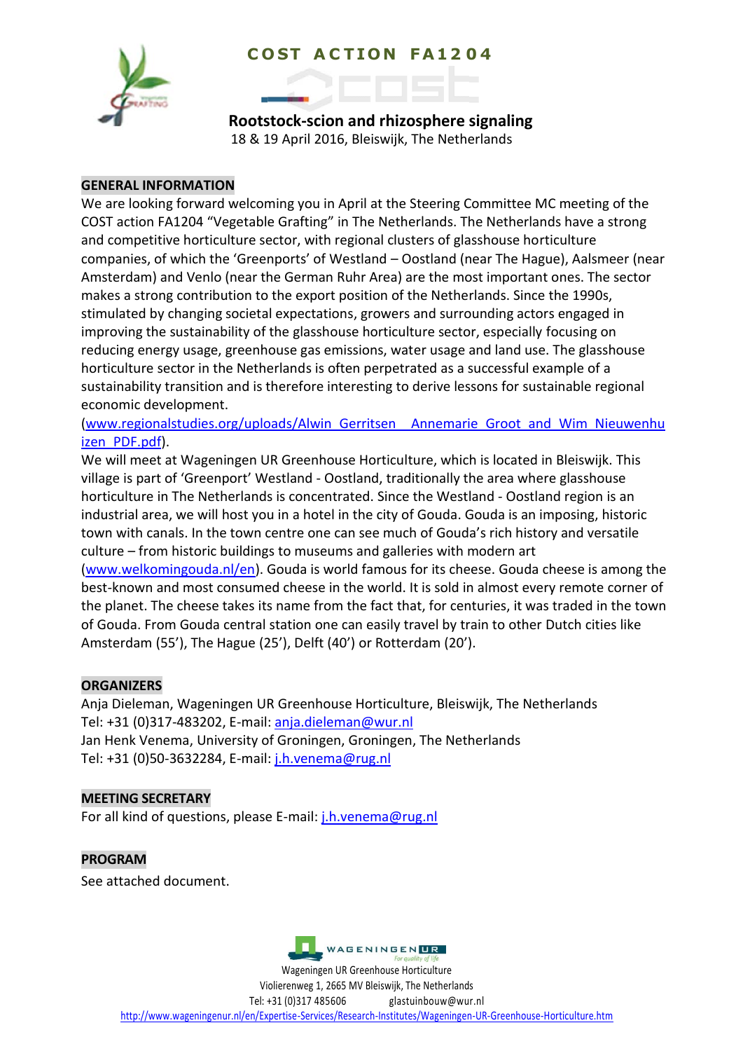# COST ACTION FA1204

## Rootstock-scion and rhizosphere signaling

18 & 19 April 2016, Bleiswijk, The Netherlands

## GENERAL INFORMATION

We are looking forward welcoming you in April at the Steering Committee MC meeting of the COST action FA1204 "Vegetable Grafting" in The Netherlands. The Netherlands have a strong and competitive horticulture sector, with regional clusters of glasshouse horticulture companies, of which the 'Greenports' of Westland – Oostland (near The Hague), Aalsmeer (near Amsterdam) and Venlo (near the German Ruhr Area) are the most important ones. The sector makes a strong contribution to the export position of the Netherlands. Since the 1990s, stimulated by changing societal expectations, growers and surrounding actors engaged in improving the sustainability of the glasshouse horticulture sector, especially focusing on reducing energy usage, greenhouse gas emissions, water usage and land use. The glasshouse horticulture sector in the Netherlands is often perpetrated as a successful example of a sustainability transition and is therefore interesting to derive lessons for sustainable regional economic development.
(www.regionalstudies.org/uploads/Alwin_Gerritsen__Annemarie_Groot_and_Wim_Nieuwenhuizen_PDF.pdf).
We will meet at Wageningen UR Greenhouse Horticulture, which is located in Bleiswijk. This village is part of 'Greenport' Westland - Oostland, traditionally the area where glasshouse horticulture in The Netherlands is concentrated. Since the Westland - Oostland region is an industrial area, we will host you in a hotel in the city of Gouda. Gouda is an imposing, historic town with canals. In the town centre one can see much of Gouda's rich history and versatile culture – from historic buildings to museums and galleries with modern art (www.welkomingouda.nl/en). Gouda is world famous for its cheese. Gouda cheese is among the best-known and most consumed cheese in the world. It is sold in almost every remote corner of the planet. The cheese takes its name from the fact that, for centuries, it was traded in the town of Gouda. From Gouda central station one can easily travel by train to other Dutch cities like Amsterdam (55'), The Hague (25'), Delft (40') or Rotterdam (20').

## ORGANIZERS

Anja Dieleman, Wageningen UR Greenhouse Horticulture, Bleiswijk, The Netherlands
Tel: +31 (0)317-483202, E-mail: anja.dieleman@wur.nl
Jan Henk Venema, University of Groningen, Groningen, The Netherlands
Tel: +31 (0)50-3632284, E-mail: j.h.venema@rug.nl

## MEETING SECRETARY

For all kind of questions, please E-mail: j.h.venema@rug.nl

## PROGRAM

See attached document.

Wageningen UR Greenhouse Horticulture
Violierenweg 1, 2665 MV Bleiswijk, The Netherlands
Tel: +31 (0)317 485606 glastuinbouw@wur.nl
http://www.wageningenur.nl/en/Expertise-Services/Research-Institutes/Wageningen-UR-Greenhouse-Horticulture.htm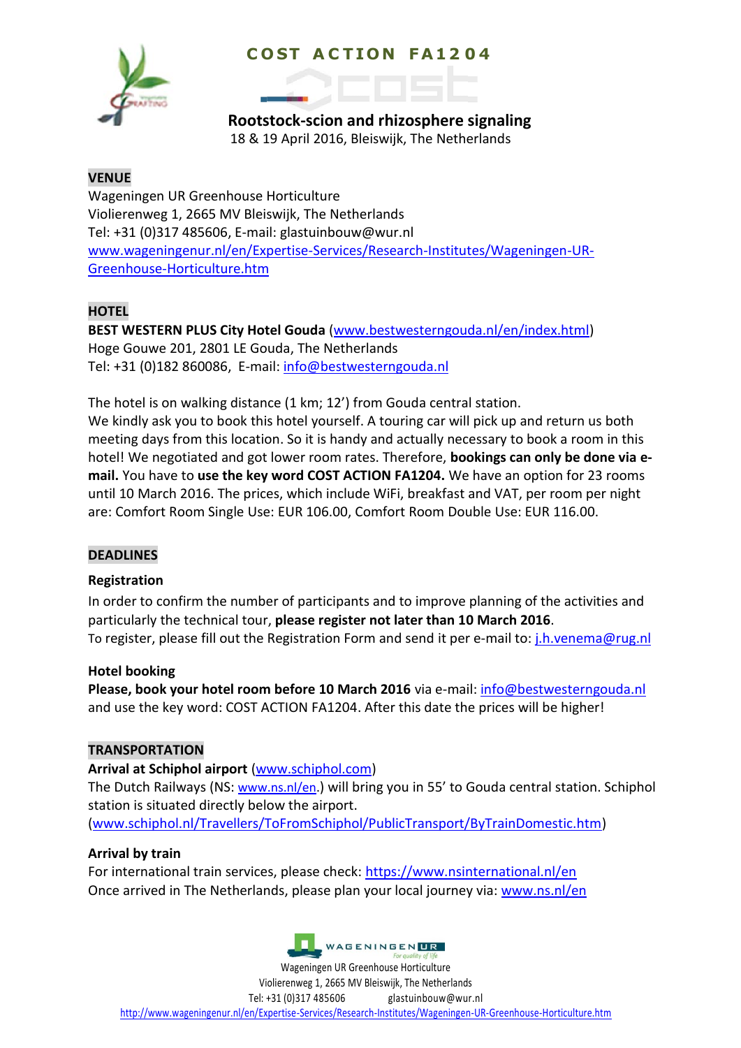# COST ACTION FA1204

## Rootstock-scion and rhizosphere signaling

18 & 19 April 2016, Bleiswijk, The Netherlands

### VENUE

Wageningen UR Greenhouse Horticulture
Violierenweg 1, 2665 MV Bleiswijk, The Netherlands
Tel: +31 (0)317 485606, E-mail: glastuinbouw@wur.nl
www.wageningenur.nl/en/Expertise-Services/Research-Institutes/Wageningen-UR-Greenhouse-Horticulture.htm

### HOTEL

**BEST WESTERN PLUS City Hotel Gouda** (www.bestwesterngouda.nl/en/index.html)
Hoge Gouwe 201, 2801 LE Gouda, The Netherlands
Tel: +31 (0)182 860086, E-mail: info@bestwesterngouda.nl

The hotel is on walking distance (1 km; 12') from Gouda central station.
We kindly ask you to book this hotel yourself. A touring car will pick up and return us both meeting days from this location. So it is handy and actually necessary to book a room in this hotel! We negotiated and got lower room rates. Therefore, **bookings can only be done via e-mail.** You have to **use the key word COST ACTION FA1204.** We have an option for 23 rooms until 10 March 2016. The prices, which include WiFi, breakfast and VAT, per room per night are: Comfort Room Single Use: EUR 106.00, Comfort Room Double Use: EUR 116.00.

### DEADLINES

**Registration**

In order to confirm the number of participants and to improve planning of the activities and particularly the technical tour, **please register not later than 10 March 2016**.
To register, please fill out the Registration Form and send it per e-mail to: j.h.venema@rug.nl

**Hotel booking**

**Please, book your hotel room before 10 March 2016** via e-mail: info@bestwesterngouda.nl and use the key word: COST ACTION FA1204. After this date the prices will be higher!

### TRANSPORTATION

**Arrival at Schiphol airport** (www.schiphol.com)
The Dutch Railways (NS: www.ns.nl/en.) will bring you in 55' to Gouda central station. Schiphol station is situated directly below the airport.
(www.schiphol.nl/Travellers/ToFromSchiphol/PublicTransport/ByTrainDomestic.htm)

**Arrival by train**

For international train services, please check: https://www.nsinternational.nl/en
Once arrived in The Netherlands, please plan your local journey via: www.ns.nl/en